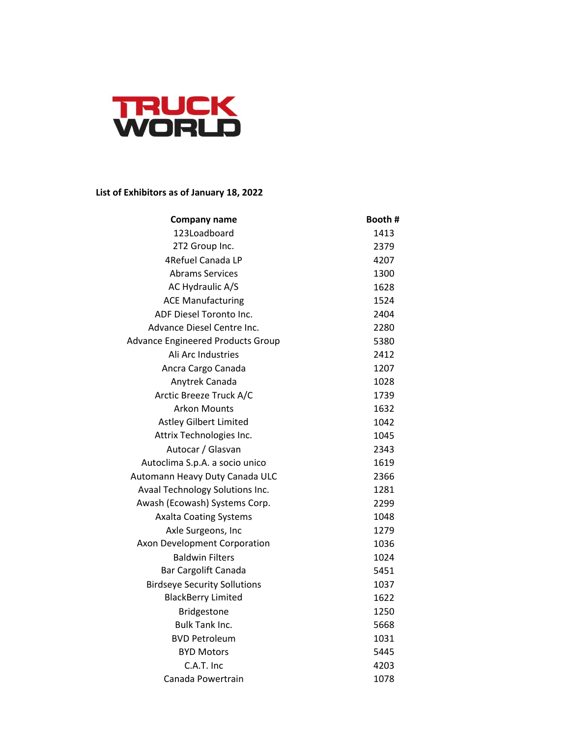# TRUCK WORLD

**List of Exhibitors as of January 18, 2022**

| Company name | Booth # |
|---|---|
| 123Loadboard | 1413 |
| 2T2 Group Inc. | 2379 |
| 4Refuel Canada LP | 4207 |
| Abrams Services | 1300 |
| AC Hydraulic A/S | 1628 |
| ACE Manufacturing | 1524 |
| ADF Diesel Toronto Inc. | 2404 |
| Advance Diesel Centre Inc. | 2280 |
| Advance Engineered Products Group | 5380 |
| Ali Arc Industries | 2412 |
| Ancra Cargo Canada | 1207 |
| Anytrek Canada | 1028 |
| Arctic Breeze Truck A/C | 1739 |
| Arkon Mounts | 1632 |
| Astley Gilbert Limited | 1042 |
| Attrix Technologies Inc. | 1045 |
| Autocar / Glasvan | 2343 |
| Autoclima S.p.A. a socio unico | 1619 |
| Automann Heavy Duty Canada ULC | 2366 |
| Avaal Technology Solutions Inc. | 1281 |
| Awash (Ecowash) Systems Corp. | 2299 |
| Axalta Coating Systems | 1048 |
| Axle Surgeons, Inc | 1279 |
| Axon Development Corporation | 1036 |
| Baldwin Filters | 1024 |
| Bar Cargolift Canada | 5451 |
| Birdseye Security Sollutions | 1037 |
| BlackBerry Limited | 1622 |
| Bridgestone | 1250 |
| Bulk Tank Inc. | 5668 |
| BVD Petroleum | 1031 |
| BYD Motors | 5445 |
| C.A.T. Inc | 4203 |
| Canada Powertrain | 1078 |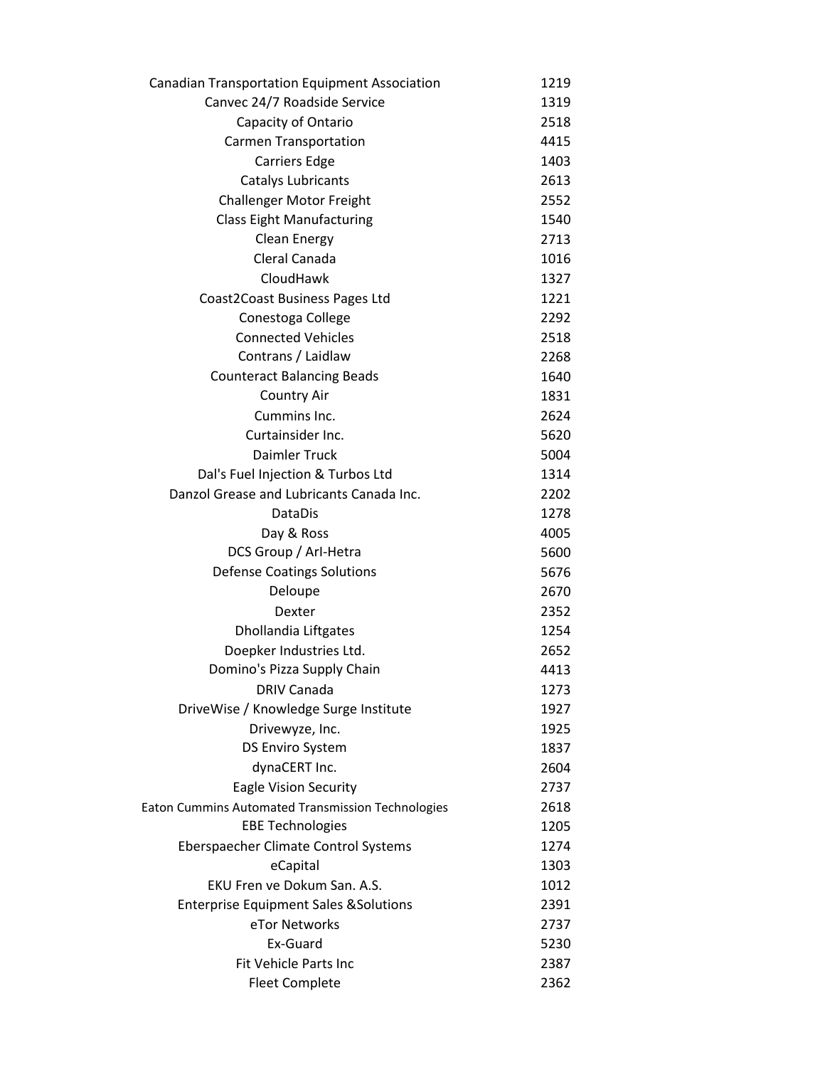| | |
|---|---|
| Canadian Transportation Equipment Association | 1219 |
| Canvec 24/7 Roadside Service | 1319 |
| Capacity of Ontario | 2518 |
| Carmen Transportation | 4415 |
| Carriers Edge | 1403 |
| Catalys Lubricants | 2613 |
| Challenger Motor Freight | 2552 |
| Class Eight Manufacturing | 1540 |
| Clean Energy | 2713 |
| Cleral Canada | 1016 |
| CloudHawk | 1327 |
| Coast2Coast Business Pages Ltd | 1221 |
| Conestoga College | 2292 |
| Connected Vehicles | 2518 |
| Contrans / Laidlaw | 2268 |
| Counteract Balancing Beads | 1640 |
| Country Air | 1831 |
| Cummins Inc. | 2624 |
| Curtainsider Inc. | 5620 |
| Daimler Truck | 5004 |
| Dal's Fuel Injection & Turbos Ltd | 1314 |
| Danzol Grease and Lubricants Canada Inc. | 2202 |
| DataDis | 1278 |
| Day & Ross | 4005 |
| DCS Group / Arl-Hetra | 5600 |
| Defense Coatings Solutions | 5676 |
| Deloupe | 2670 |
| Dexter | 2352 |
| Dhollandia Liftgates | 1254 |
| Doepker Industries Ltd. | 2652 |
| Domino's Pizza Supply Chain | 4413 |
| DRIV Canada | 1273 |
| DriveWise / Knowledge Surge Institute | 1927 |
| Drivewyze, Inc. | 1925 |
| DS Enviro System | 1837 |
| dynaCERT Inc. | 2604 |
| Eagle Vision Security | 2737 |
| Eaton Cummins Automated Transmission Technologies | 2618 |
| EBE Technologies | 1205 |
| Eberspaecher Climate Control Systems | 1274 |
| eCapital | 1303 |
| EKU Fren ve Dokum San. A.S. | 1012 |
| Enterprise Equipment Sales &Solutions | 2391 |
| eTor Networks | 2737 |
| Ex-Guard | 5230 |
| Fit Vehicle Parts Inc | 2387 |
| Fleet Complete | 2362 |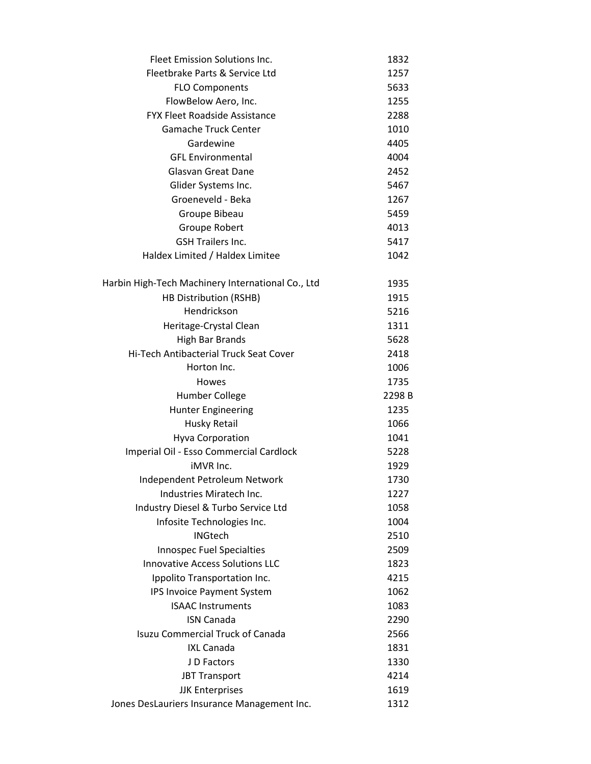| | |
|---|---|
| Fleet Emission Solutions Inc. | 1832 |
| Fleetbrake Parts & Service Ltd | 1257 |
| FLO Components | 5633 |
| FlowBelow Aero, Inc. | 1255 |
| FYX Fleet Roadside Assistance | 2288 |
| Gamache Truck Center | 1010 |
| Gardewine | 4405 |
| GFL Environmental | 4004 |
| Glasvan Great Dane | 2452 |
| Glider Systems Inc. | 5467 |
| Groeneveld - Beka | 1267 |
| Groupe Bibeau | 5459 |
| Groupe Robert | 4013 |
| GSH Trailers Inc. | 5417 |
| Haldex Limited / Haldex Limitee | 1042 |
| Harbin High-Tech Machinery International Co., Ltd | 1935 |
| HB Distribution (RSHB) | 1915 |
| Hendrickson | 5216 |
| Heritage-Crystal Clean | 1311 |
| High Bar Brands | 5628 |
| Hi-Tech Antibacterial Truck Seat Cover | 2418 |
| Horton Inc. | 1006 |
| Howes | 1735 |
| Humber College | 2298 B |
| Hunter Engineering | 1235 |
| Husky Retail | 1066 |
| Hyva Corporation | 1041 |
| Imperial Oil - Esso Commercial Cardlock | 5228 |
| iMVR Inc. | 1929 |
| Independent Petroleum Network | 1730 |
| Industries Miratech Inc. | 1227 |
| Industry Diesel & Turbo Service Ltd | 1058 |
| Infosite Technologies Inc. | 1004 |
| INGtech | 2510 |
| Innospec Fuel Specialties | 2509 |
| Innovative Access Solutions LLC | 1823 |
| Ippolito Transportation Inc. | 4215 |
| IPS Invoice Payment System | 1062 |
| ISAAC Instruments | 1083 |
| ISN Canada | 2290 |
| Isuzu Commercial Truck of Canada | 2566 |
| IXL Canada | 1831 |
| J D Factors | 1330 |
| JBT Transport | 4214 |
| JJK Enterprises | 1619 |
| Jones DesLauriers Insurance Management Inc. | 1312 |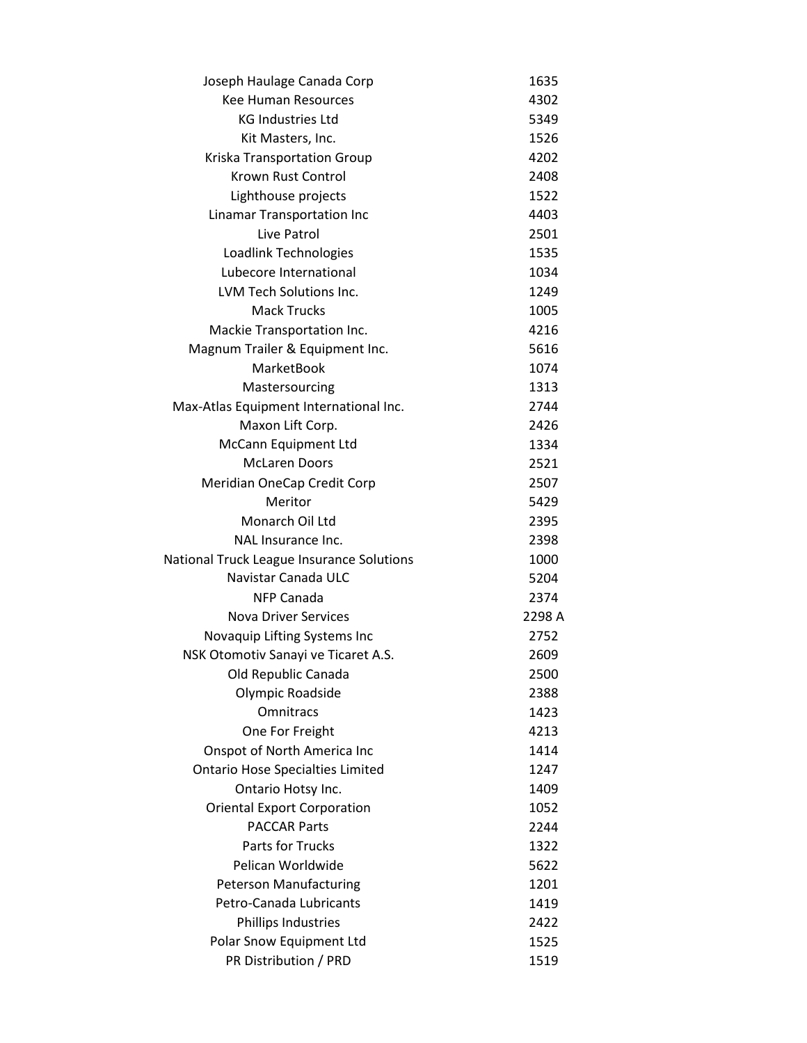| | |
|---|---|
| Joseph Haulage Canada Corp | 1635 |
| Kee Human Resources | 4302 |
| KG Industries Ltd | 5349 |
| Kit Masters, Inc. | 1526 |
| Kriska Transportation Group | 4202 |
| Krown Rust Control | 2408 |
| Lighthouse projects | 1522 |
| Linamar Transportation Inc | 4403 |
| Live Patrol | 2501 |
| Loadlink Technologies | 1535 |
| Lubecore International | 1034 |
| LVM Tech Solutions Inc. | 1249 |
| Mack Trucks | 1005 |
| Mackie Transportation Inc. | 4216 |
| Magnum Trailer & Equipment Inc. | 5616 |
| MarketBook | 1074 |
| Mastersourcing | 1313 |
| Max-Atlas Equipment International Inc. | 2744 |
| Maxon Lift Corp. | 2426 |
| McCann Equipment Ltd | 1334 |
| McLaren Doors | 2521 |
| Meridian OneCap Credit Corp | 2507 |
| Meritor | 5429 |
| Monarch Oil Ltd | 2395 |
| NAL Insurance Inc. | 2398 |
| National Truck League Insurance Solutions | 1000 |
| Navistar Canada ULC | 5204 |
| NFP Canada | 2374 |
| Nova Driver Services | 2298 A |
| Novaquip Lifting Systems Inc | 2752 |
| NSK Otomotiv Sanayi ve Ticaret A.S. | 2609 |
| Old Republic Canada | 2500 |
| Olympic Roadside | 2388 |
| Omnitracs | 1423 |
| One For Freight | 4213 |
| Onspot of North America Inc | 1414 |
| Ontario Hose Specialties Limited | 1247 |
| Ontario Hotsy Inc. | 1409 |
| Oriental Export Corporation | 1052 |
| PACCAR Parts | 2244 |
| Parts for Trucks | 1322 |
| Pelican Worldwide | 5622 |
| Peterson Manufacturing | 1201 |
| Petro-Canada Lubricants | 1419 |
| Phillips Industries | 2422 |
| Polar Snow Equipment Ltd | 1525 |
| PR Distribution / PRD | 1519 |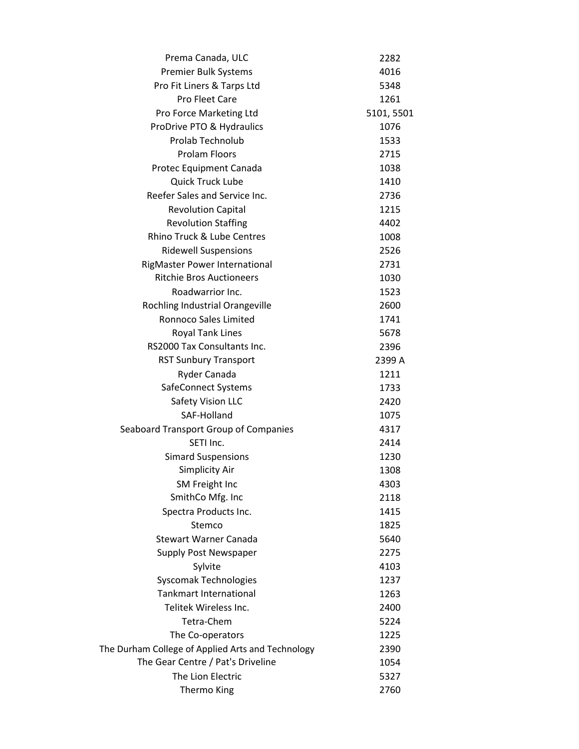| | |
|---|---|
| Prema Canada, ULC | 2282 |
| Premier Bulk Systems | 4016 |
| Pro Fit Liners & Tarps Ltd | 5348 |
| Pro Fleet Care | 1261 |
| Pro Force Marketing Ltd | 5101, 5501 |
| ProDrive PTO & Hydraulics | 1076 |
| Prolab Technolub | 1533 |
| Prolam Floors | 2715 |
| Protec Equipment Canada | 1038 |
| Quick Truck Lube | 1410 |
| Reefer Sales and Service Inc. | 2736 |
| Revolution Capital | 1215 |
| Revolution Staffing | 4402 |
| Rhino Truck & Lube Centres | 1008 |
| Ridewell Suspensions | 2526 |
| RigMaster Power International | 2731 |
| Ritchie Bros Auctioneers | 1030 |
| Roadwarrior Inc. | 1523 |
| Rochling Industrial Orangeville | 2600 |
| Ronnoco Sales Limited | 1741 |
| Royal Tank Lines | 5678 |
| RS2000 Tax Consultants Inc. | 2396 |
| RST Sunbury Transport | 2399 A |
| Ryder Canada | 1211 |
| SafeConnect Systems | 1733 |
| Safety Vision LLC | 2420 |
| SAF-Holland | 1075 |
| Seaboard Transport Group of Companies | 4317 |
| SETI Inc. | 2414 |
| Simard Suspensions | 1230 |
| Simplicity Air | 1308 |
| SM Freight Inc | 4303 |
| SmithCo Mfg. Inc | 2118 |
| Spectra Products Inc. | 1415 |
| Stemco | 1825 |
| Stewart Warner Canada | 5640 |
| Supply Post Newspaper | 2275 |
| Sylvite | 4103 |
| Syscomak Technologies | 1237 |
| Tankmart International | 1263 |
| Telitek Wireless Inc. | 2400 |
| Tetra-Chem | 5224 |
| The Co-operators | 1225 |
| The Durham College of Applied Arts and Technology | 2390 |
| The Gear Centre / Pat's Driveline | 1054 |
| The Lion Electric | 5327 |
| Thermo King | 2760 |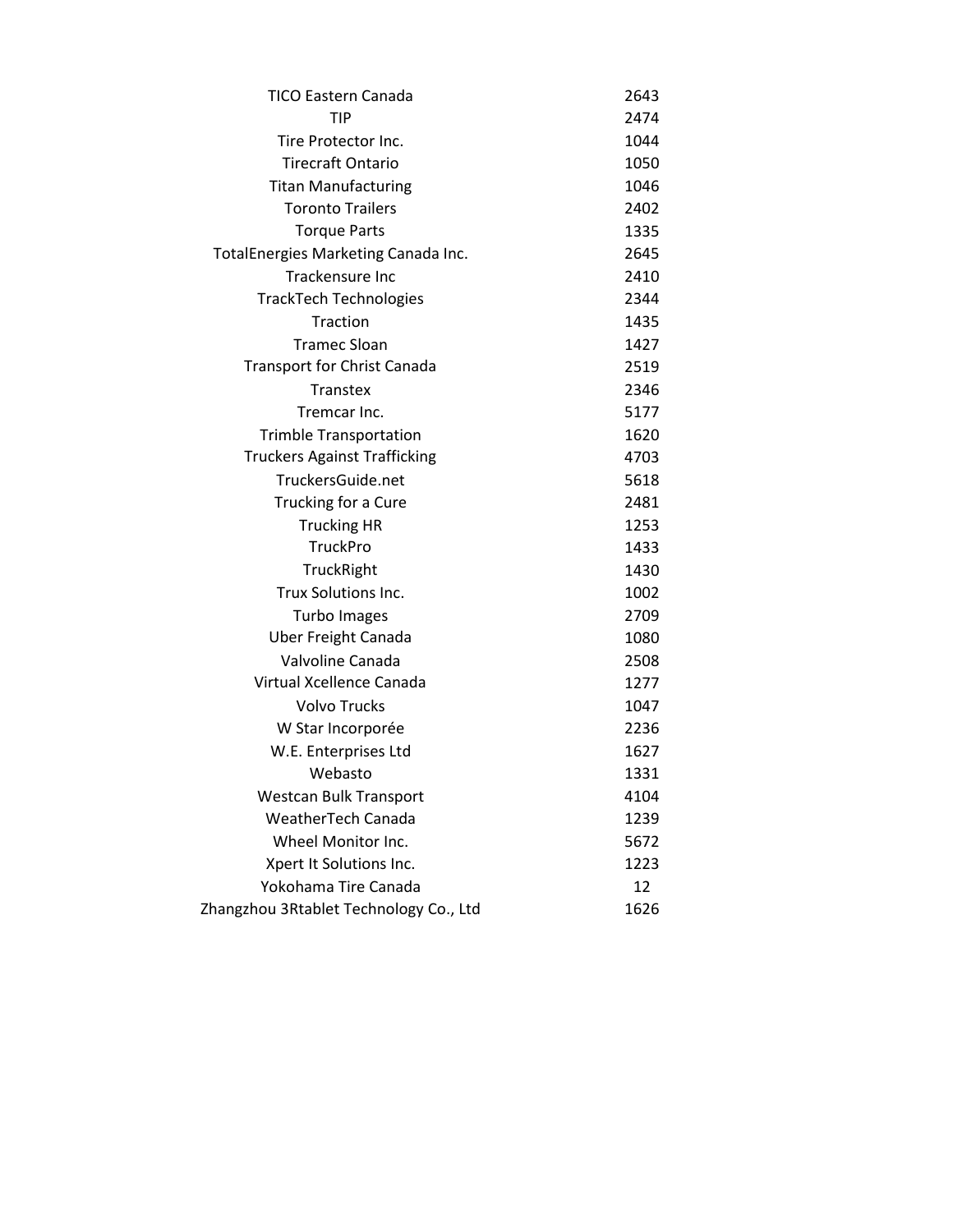| | |
|---|---|
| TICO Eastern Canada | 2643 |
| TIP | 2474 |
| Tire Protector Inc. | 1044 |
| Tirecraft Ontario | 1050 |
| Titan Manufacturing | 1046 |
| Toronto Trailers | 2402 |
| Torque Parts | 1335 |
| TotalEnergies Marketing Canada Inc. | 2645 |
| Trackensure Inc | 2410 |
| TrackTech Technologies | 2344 |
| Traction | 1435 |
| Tramec Sloan | 1427 |
| Transport for Christ Canada | 2519 |
| Transtex | 2346 |
| Tremcar Inc. | 5177 |
| Trimble Transportation | 1620 |
| Truckers Against Trafficking | 4703 |
| TruckersGuide.net | 5618 |
| Trucking for a Cure | 2481 |
| Trucking HR | 1253 |
| TruckPro | 1433 |
| TruckRight | 1430 |
| Trux Solutions Inc. | 1002 |
| Turbo Images | 2709 |
| Uber Freight Canada | 1080 |
| Valvoline Canada | 2508 |
| Virtual Xcellence Canada | 1277 |
| Volvo Trucks | 1047 |
| W Star Incorporée | 2236 |
| W.E. Enterprises Ltd | 1627 |
| Webasto | 1331 |
| Westcan Bulk Transport | 4104 |
| WeatherTech Canada | 1239 |
| Wheel Monitor Inc. | 5672 |
| Xpert It Solutions Inc. | 1223 |
| Yokohama Tire Canada | 12 |
| Zhangzhou 3Rtablet Technology Co., Ltd | 1626 |